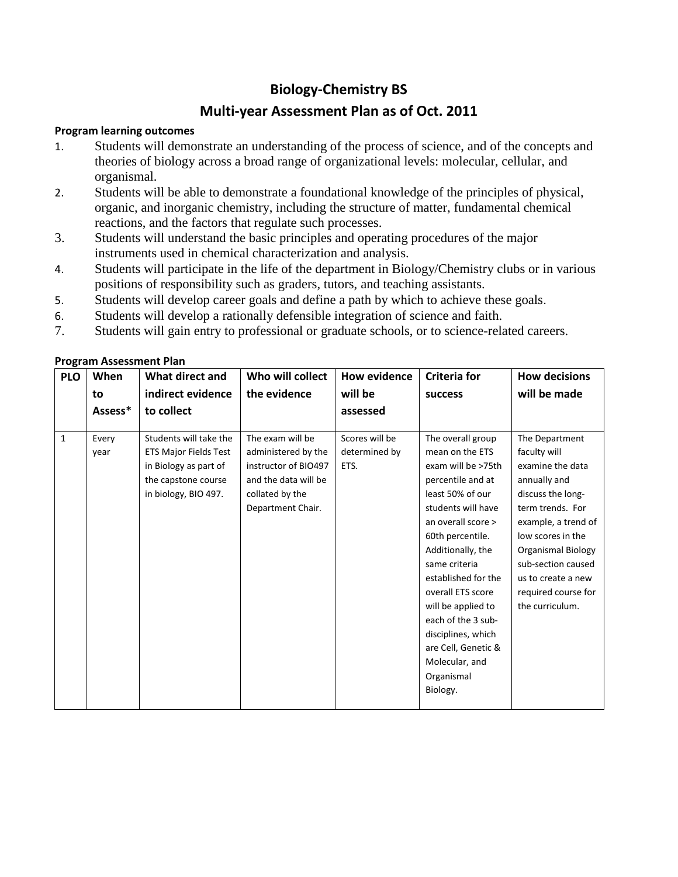# Biology-Chemistry BS

## Multi-year Assessment Plan as of Oct. 2011

**Program learning outcomes**

1. Students will demonstrate an understanding of the process of science, and of the concepts and theories of biology across a broad range of organizational levels: molecular, cellular, and organismal.
2. Students will be able to demonstrate a foundational knowledge of the principles of physical, organic, and inorganic chemistry, including the structure of matter, fundamental chemical reactions, and the factors that regulate such processes.
3. Students will understand the basic principles and operating procedures of the major instruments used in chemical characterization and analysis.
4. Students will participate in the life of the department in Biology/Chemistry clubs or in various positions of responsibility such as graders, tutors, and teaching assistants.
5. Students will develop career goals and define a path by which to achieve these goals.
6. Students will develop a rationally defensible integration of science and faith.
7. Students will gain entry to professional or graduate schools, or to science-related careers.

**Program Assessment Plan**

| PLO | When to Assess* | What direct and indirect evidence to collect | Who will collect the evidence | How evidence will be assessed | Criteria for success | How decisions will be made |
|---|---|---|---|---|---|---|
| 1 | Every year | Students will take the ETS Major Fields Test in Biology as part of the capstone course in biology, BIO 497. | The exam will be administered by the instructor of BIO497 and the data will be collated by the Department Chair. | Scores will be determined by ETS. | The overall group mean on the ETS exam will be >75th percentile and at least 50% of our students will have an overall score > 60th percentile. Additionally, the same criteria established for the overall ETS score will be applied to each of the 3 sub-disciplines, which are Cell, Genetic & Molecular, and Organismal Biology. | The Department faculty will examine the data annually and discuss the long-term trends. For example, a trend of low scores in the Organismal Biology sub-section caused us to create a new required course for the curriculum. |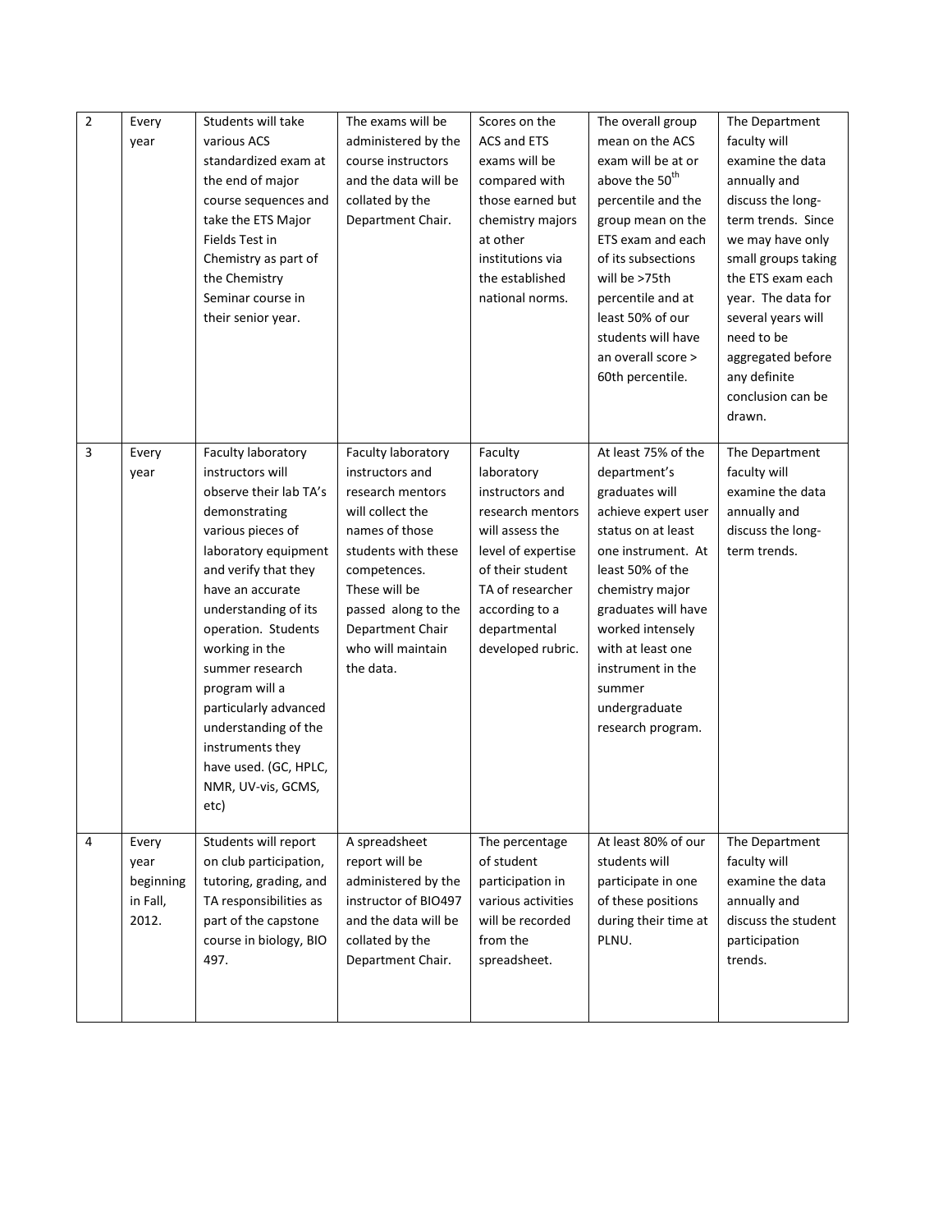| 2 | Every year | Students will take various ACS standardized exam at the end of major course sequences and take the ETS Major Fields Test in Chemistry as part of the Chemistry Seminar course in their senior year. | The exams will be administered by the course instructors and the data will be collated by the Department Chair. | Scores on the ACS and ETS exams will be compared with those earned but chemistry majors at other institutions via the established national norms. | The overall group mean on the ACS exam will be at or above the $50^{th}$ percentile and the group mean on the ETS exam and each of its subsections will be >75th percentile and at least 50% of our students will have an overall score > 60th percentile. | The Department faculty will examine the data annually and discuss the long-term trends. Since we may have only small groups taking the ETS exam each year. The data for several years will need to be aggregated before any definite conclusion can be drawn. |
|---|---|---|---|---|---|---|
| 3 | Every year | Faculty laboratory instructors will observe their lab TA's demonstrating various pieces of laboratory equipment and verify that they have an accurate understanding of its operation. Students working in the summer research program will a particularly advanced understanding of the instruments they have used. (GC, HPLC, NMR, UV-vis, GCMS, etc) | Faculty laboratory instructors and research mentors will collect the names of those students with these competences. These will be passed along to the Department Chair who will maintain the data. | Faculty laboratory instructors and research mentors will assess the level of expertise of their student TA of researcher according to a departmental developed rubric. | At least 75% of the department's graduates will achieve expert user status on at least one instrument. At least 50% of the chemistry major graduates will have worked intensely with at least one instrument in the summer undergraduate research program. | The Department faculty will examine the data annually and discuss the long-term trends. |
| 4 | Every year beginning in Fall, 2012. | Students will report on club participation, tutoring, grading, and TA responsibilities as part of the capstone course in biology, BIO 497. | A spreadsheet report will be administered by the instructor of BIO497 and the data will be collated by the Department Chair. | The percentage of student participation in various activities will be recorded from the spreadsheet. | At least 80% of our students will participate in one of these positions during their time at PLNU. | The Department faculty will examine the data annually and discuss the student participation trends. |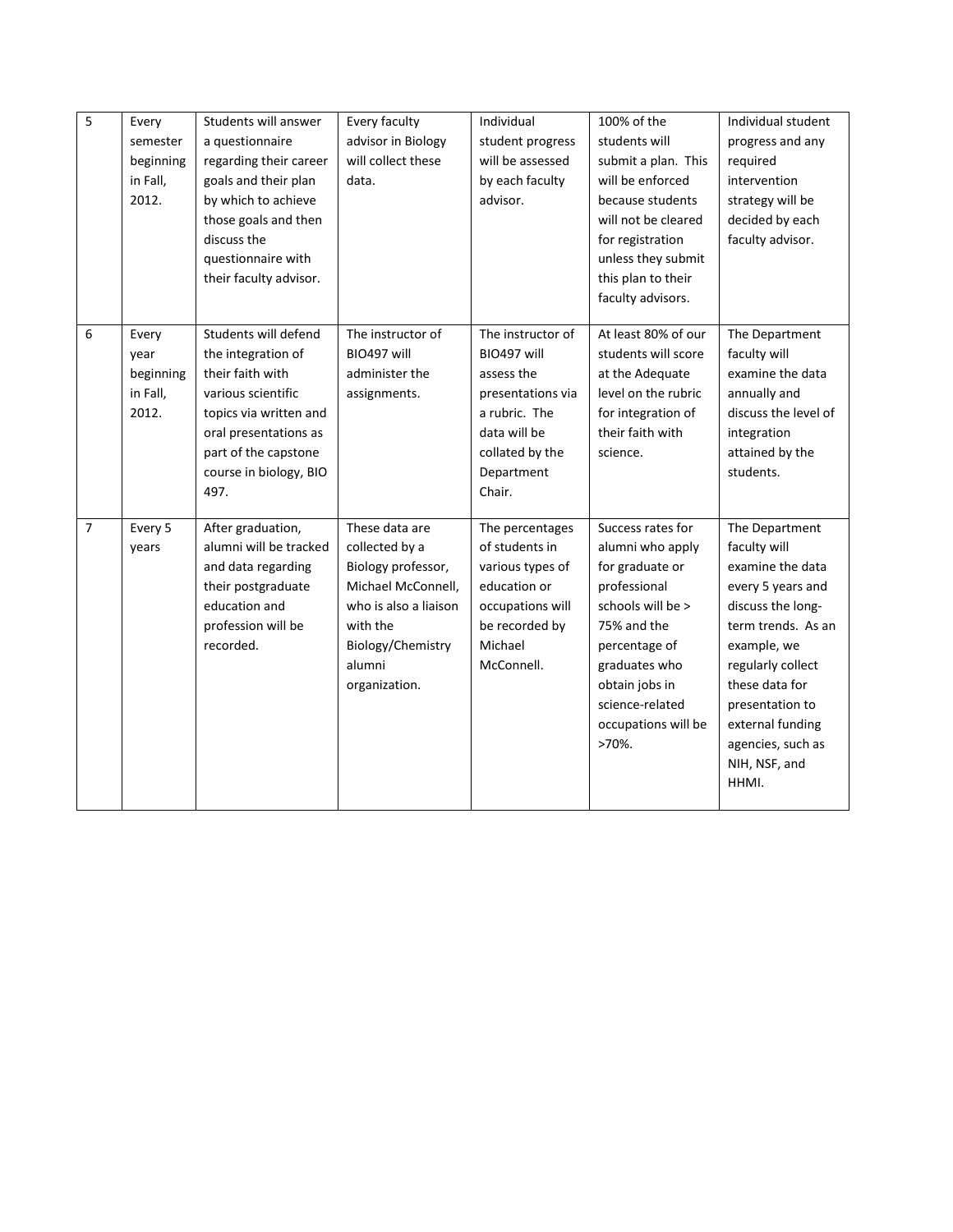| | | | | | | |
|---|---|---|---|---|---|---|
| 5 | Every semester beginning in Fall, 2012. | Students will answer a questionnaire regarding their career goals and their plan by which to achieve those goals and then discuss the questionnaire with their faculty advisor. | Every faculty advisor in Biology will collect these data. | Individual student progress will be assessed by each faculty advisor. | 100% of the students will submit a plan. This will be enforced because students will not be cleared for registration unless they submit this plan to their faculty advisors. | Individual student progress and any required intervention strategy will be decided by each faculty advisor. |
| 6 | Every year beginning in Fall, 2012. | Students will defend the integration of their faith with various scientific topics via written and oral presentations as part of the capstone course in biology, BIO 497. | The instructor of BIO497 will administer the assignments. | The instructor of BIO497 will assess the presentations via a rubric. The data will be collated by the Department Chair. | At least 80% of our students will score at the Adequate level on the rubric for integration of their faith with science. | The Department faculty will examine the data annually and discuss the level of integration attained by the students. |
| 7 | Every 5 years | After graduation, alumni will be tracked and data regarding their postgraduate education and profession will be recorded. | These data are collected by a Biology professor, Michael McConnell, who is also a liaison with the Biology/Chemistry alumni organization. | The percentages of students in various types of education or occupations will be recorded by Michael McConnell. | Success rates for alumni who apply for graduate or professional schools will be > 75% and the percentage of graduates who obtain jobs in science-related occupations will be >70%. | The Department faculty will examine the data every 5 years and discuss the long-term trends. As an example, we regularly collect these data for presentation to external funding agencies, such as NIH, NSF, and HHMI. |